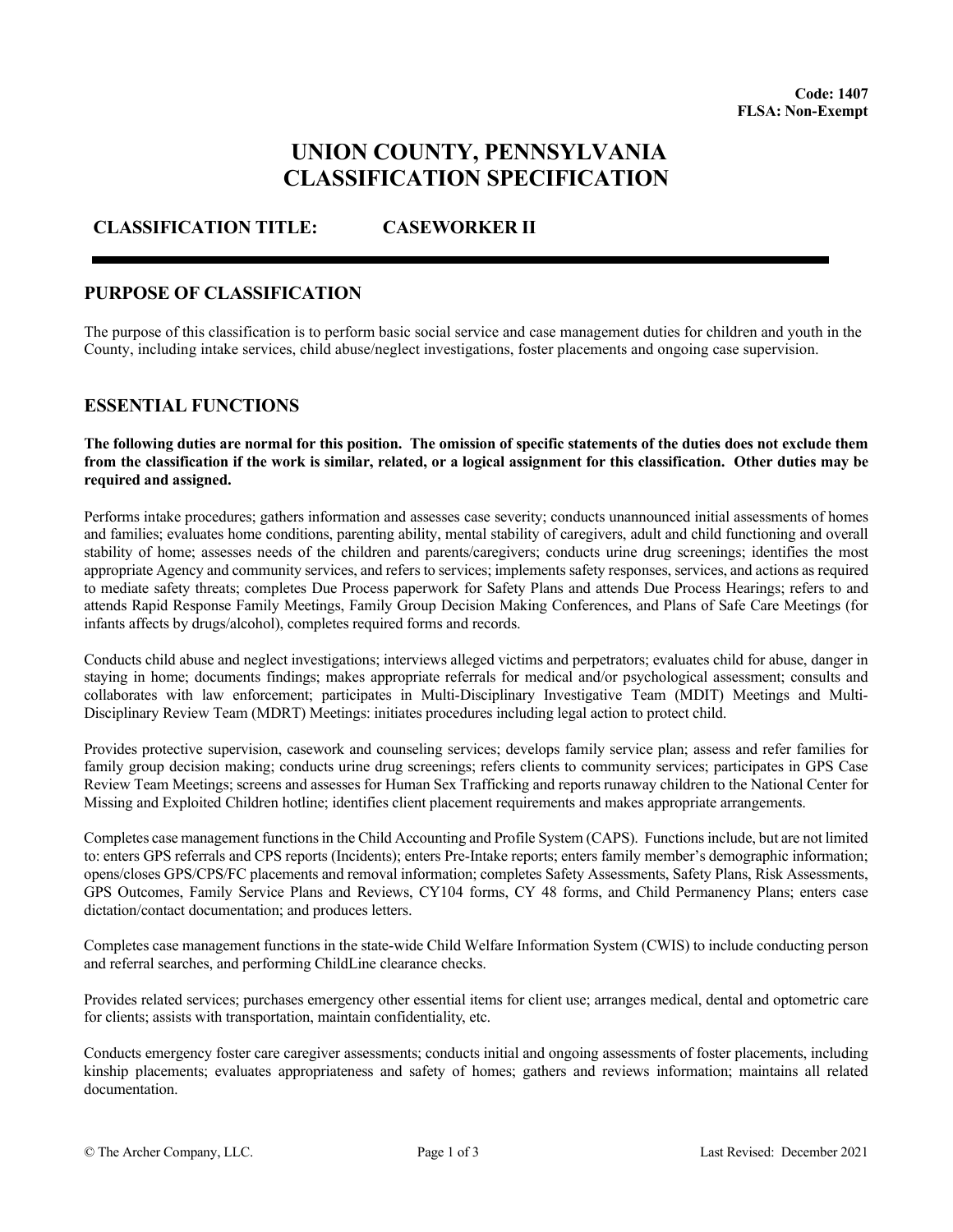**Code: 1407**
**FLSA: Non-Exempt**

# UNION COUNTY, PENNSYLVANIA
# CLASSIFICATION SPECIFICATION

**CLASSIFICATION TITLE:** **CASEWORKER II**

## PURPOSE OF CLASSIFICATION

The purpose of this classification is to perform basic social service and case management duties for children and youth in the County, including intake services, child abuse/neglect investigations, foster placements and ongoing case supervision.

## ESSENTIAL FUNCTIONS

**The following duties are normal for this position. The omission of specific statements of the duties does not exclude them from the classification if the work is similar, related, or a logical assignment for this classification. Other duties may be required and assigned.**

Performs intake procedures; gathers information and assesses case severity; conducts unannounced initial assessments of homes and families; evaluates home conditions, parenting ability, mental stability of caregivers, adult and child functioning and overall stability of home; assesses needs of the children and parents/caregivers; conducts urine drug screenings; identifies the most appropriate Agency and community services, and refers to services; implements safety responses, services, and actions as required to mediate safety threats; completes Due Process paperwork for Safety Plans and attends Due Process Hearings; refers to and attends Rapid Response Family Meetings, Family Group Decision Making Conferences, and Plans of Safe Care Meetings (for infants affects by drugs/alcohol), completes required forms and records.

Conducts child abuse and neglect investigations; interviews alleged victims and perpetrators; evaluates child for abuse, danger in staying in home; documents findings; makes appropriate referrals for medical and/or psychological assessment; consults and collaborates with law enforcement; participates in Multi-Disciplinary Investigative Team (MDIT) Meetings and Multi-Disciplinary Review Team (MDRT) Meetings: initiates procedures including legal action to protect child.

Provides protective supervision, casework and counseling services; develops family service plan; assess and refer families for family group decision making; conducts urine drug screenings; refers clients to community services; participates in GPS Case Review Team Meetings; screens and assesses for Human Sex Trafficking and reports runaway children to the National Center for Missing and Exploited Children hotline; identifies client placement requirements and makes appropriate arrangements.

Completes case management functions in the Child Accounting and Profile System (CAPS). Functions include, but are not limited to: enters GPS referrals and CPS reports (Incidents); enters Pre-Intake reports; enters family member's demographic information; opens/closes GPS/CPS/FC placements and removal information; completes Safety Assessments, Safety Plans, Risk Assessments, GPS Outcomes, Family Service Plans and Reviews, CY104 forms, CY 48 forms, and Child Permanency Plans; enters case dictation/contact documentation; and produces letters.

Completes case management functions in the state-wide Child Welfare Information System (CWIS) to include conducting person and referral searches, and performing ChildLine clearance checks.

Provides related services; purchases emergency other essential items for client use; arranges medical, dental and optometric care for clients; assists with transportation, maintain confidentiality, etc.

Conducts emergency foster care caregiver assessments; conducts initial and ongoing assessments of foster placements, including kinship placements; evaluates appropriateness and safety of homes; gathers and reviews information; maintains all related documentation.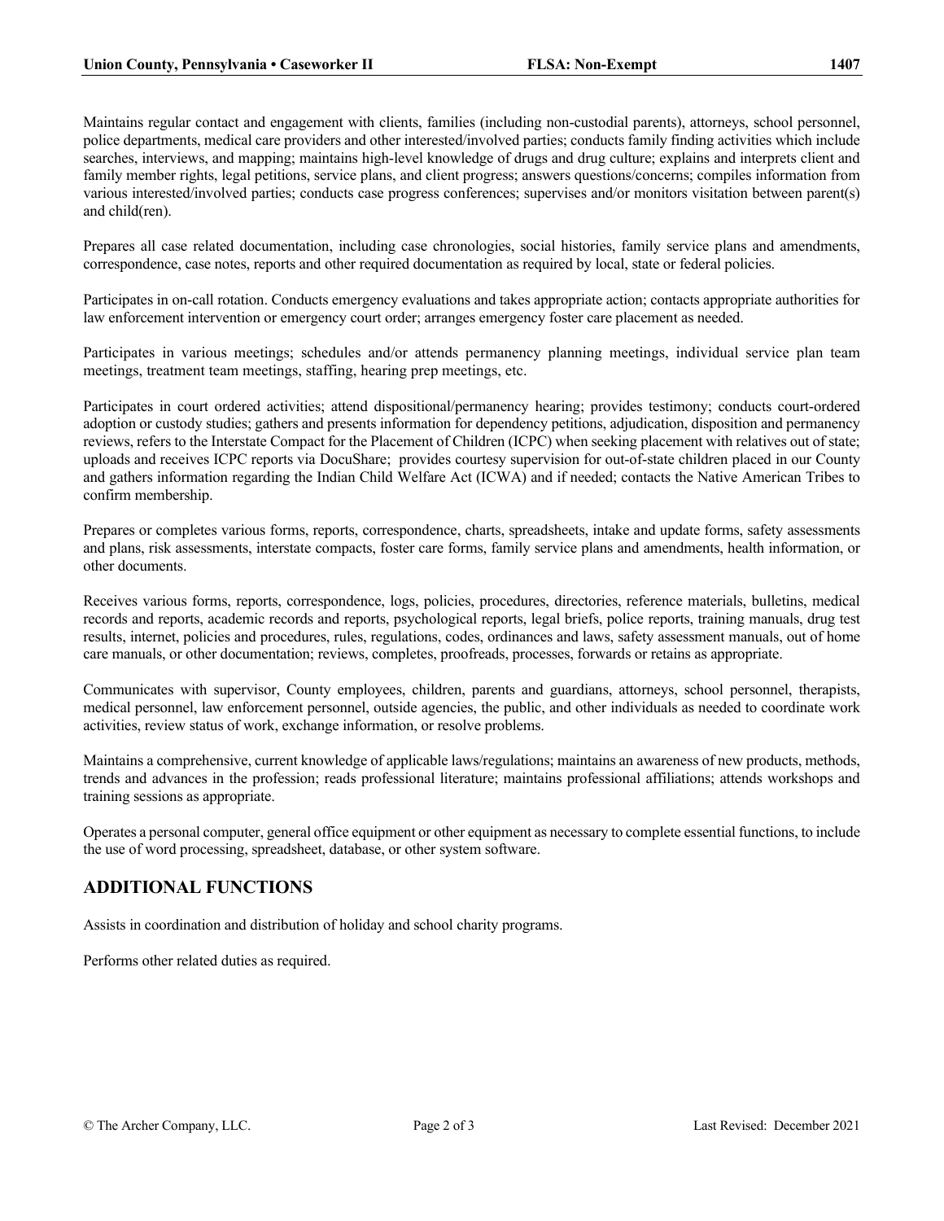Maintains regular contact and engagement with clients, families (including non-custodial parents), attorneys, school personnel, police departments, medical care providers and other interested/involved parties; conducts family finding activities which include searches, interviews, and mapping; maintains high-level knowledge of drugs and drug culture; explains and interprets client and family member rights, legal petitions, service plans, and client progress; answers questions/concerns; compiles information from various interested/involved parties; conducts case progress conferences; supervises and/or monitors visitation between parent(s) and child(ren).

Prepares all case related documentation, including case chronologies, social histories, family service plans and amendments, correspondence, case notes, reports and other required documentation as required by local, state or federal policies.

Participates in on-call rotation. Conducts emergency evaluations and takes appropriate action; contacts appropriate authorities for law enforcement intervention or emergency court order; arranges emergency foster care placement as needed.

Participates in various meetings; schedules and/or attends permanency planning meetings, individual service plan team meetings, treatment team meetings, staffing, hearing prep meetings, etc.

Participates in court ordered activities; attend dispositional/permanency hearing; provides testimony; conducts court-ordered adoption or custody studies; gathers and presents information for dependency petitions, adjudication, disposition and permanency reviews, refers to the Interstate Compact for the Placement of Children (ICPC) when seeking placement with relatives out of state; uploads and receives ICPC reports via DocuShare; provides courtesy supervision for out-of-state children placed in our County and gathers information regarding the Indian Child Welfare Act (ICWA) and if needed; contacts the Native American Tribes to confirm membership.

Prepares or completes various forms, reports, correspondence, charts, spreadsheets, intake and update forms, safety assessments and plans, risk assessments, interstate compacts, foster care forms, family service plans and amendments, health information, or other documents.

Receives various forms, reports, correspondence, logs, policies, procedures, directories, reference materials, bulletins, medical records and reports, academic records and reports, psychological reports, legal briefs, police reports, training manuals, drug test results, internet, policies and procedures, rules, regulations, codes, ordinances and laws, safety assessment manuals, out of home care manuals, or other documentation; reviews, completes, proofreads, processes, forwards or retains as appropriate.

Communicates with supervisor, County employees, children, parents and guardians, attorneys, school personnel, therapists, medical personnel, law enforcement personnel, outside agencies, the public, and other individuals as needed to coordinate work activities, review status of work, exchange information, or resolve problems.

Maintains a comprehensive, current knowledge of applicable laws/regulations; maintains an awareness of new products, methods, trends and advances in the profession; reads professional literature; maintains professional affiliations; attends workshops and training sessions as appropriate.

Operates a personal computer, general office equipment or other equipment as necessary to complete essential functions, to include the use of word processing, spreadsheet, database, or other system software.

## ADDITIONAL FUNCTIONS

Assists in coordination and distribution of holiday and school charity programs.

Performs other related duties as required.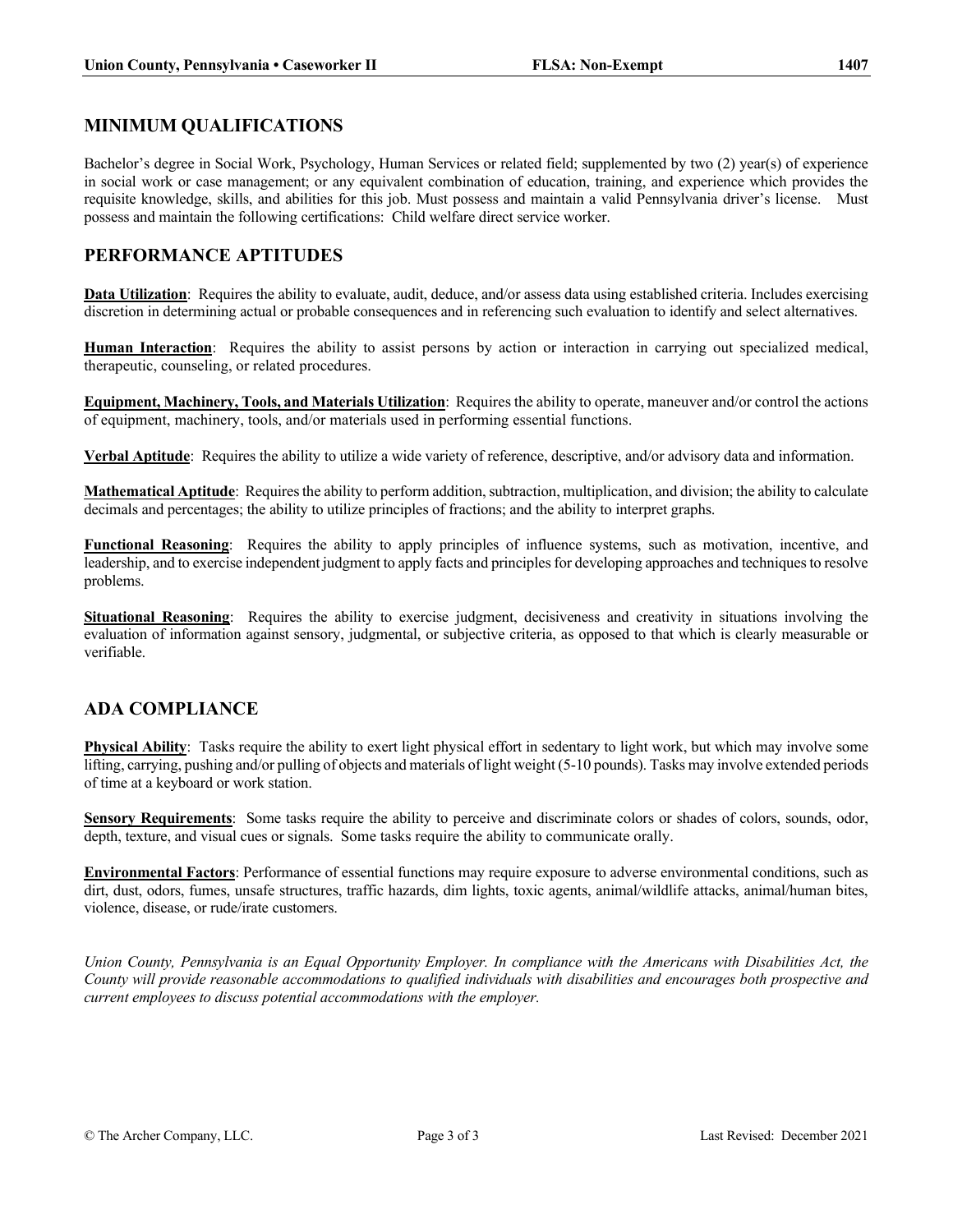## MINIMUM QUALIFICATIONS

Bachelor's degree in Social Work, Psychology, Human Services or related field; supplemented by two (2) year(s) of experience in social work or case management; or any equivalent combination of education, training, and experience which provides the requisite knowledge, skills, and abilities for this job. Must possess and maintain a valid Pennsylvania driver's license. Must possess and maintain the following certifications: Child welfare direct service worker.

## PERFORMANCE APTITUDES

**Data Utilization**: Requires the ability to evaluate, audit, deduce, and/or assess data using established criteria. Includes exercising discretion in determining actual or probable consequences and in referencing such evaluation to identify and select alternatives.

**Human Interaction**: Requires the ability to assist persons by action or interaction in carrying out specialized medical, therapeutic, counseling, or related procedures.

**Equipment, Machinery, Tools, and Materials Utilization**: Requires the ability to operate, maneuver and/or control the actions of equipment, machinery, tools, and/or materials used in performing essential functions.

**Verbal Aptitude**: Requires the ability to utilize a wide variety of reference, descriptive, and/or advisory data and information.

**Mathematical Aptitude**: Requires the ability to perform addition, subtraction, multiplication, and division; the ability to calculate decimals and percentages; the ability to utilize principles of fractions; and the ability to interpret graphs.

**Functional Reasoning**: Requires the ability to apply principles of influence systems, such as motivation, incentive, and leadership, and to exercise independent judgment to apply facts and principles for developing approaches and techniques to resolve problems.

**Situational Reasoning**: Requires the ability to exercise judgment, decisiveness and creativity in situations involving the evaluation of information against sensory, judgmental, or subjective criteria, as opposed to that which is clearly measurable or verifiable.

## ADA COMPLIANCE

**Physical Ability**: Tasks require the ability to exert light physical effort in sedentary to light work, but which may involve some lifting, carrying, pushing and/or pulling of objects and materials of light weight (5-10 pounds). Tasks may involve extended periods of time at a keyboard or work station.

**Sensory Requirements**: Some tasks require the ability to perceive and discriminate colors or shades of colors, sounds, odor, depth, texture, and visual cues or signals. Some tasks require the ability to communicate orally.

**Environmental Factors**: Performance of essential functions may require exposure to adverse environmental conditions, such as dirt, dust, odors, fumes, unsafe structures, traffic hazards, dim lights, toxic agents, animal/wildlife attacks, animal/human bites, violence, disease, or rude/irate customers.

*Union County, Pennsylvania is an Equal Opportunity Employer. In compliance with the Americans with Disabilities Act, the County will provide reasonable accommodations to qualified individuals with disabilities and encourages both prospective and current employees to discuss potential accommodations with the employer.*